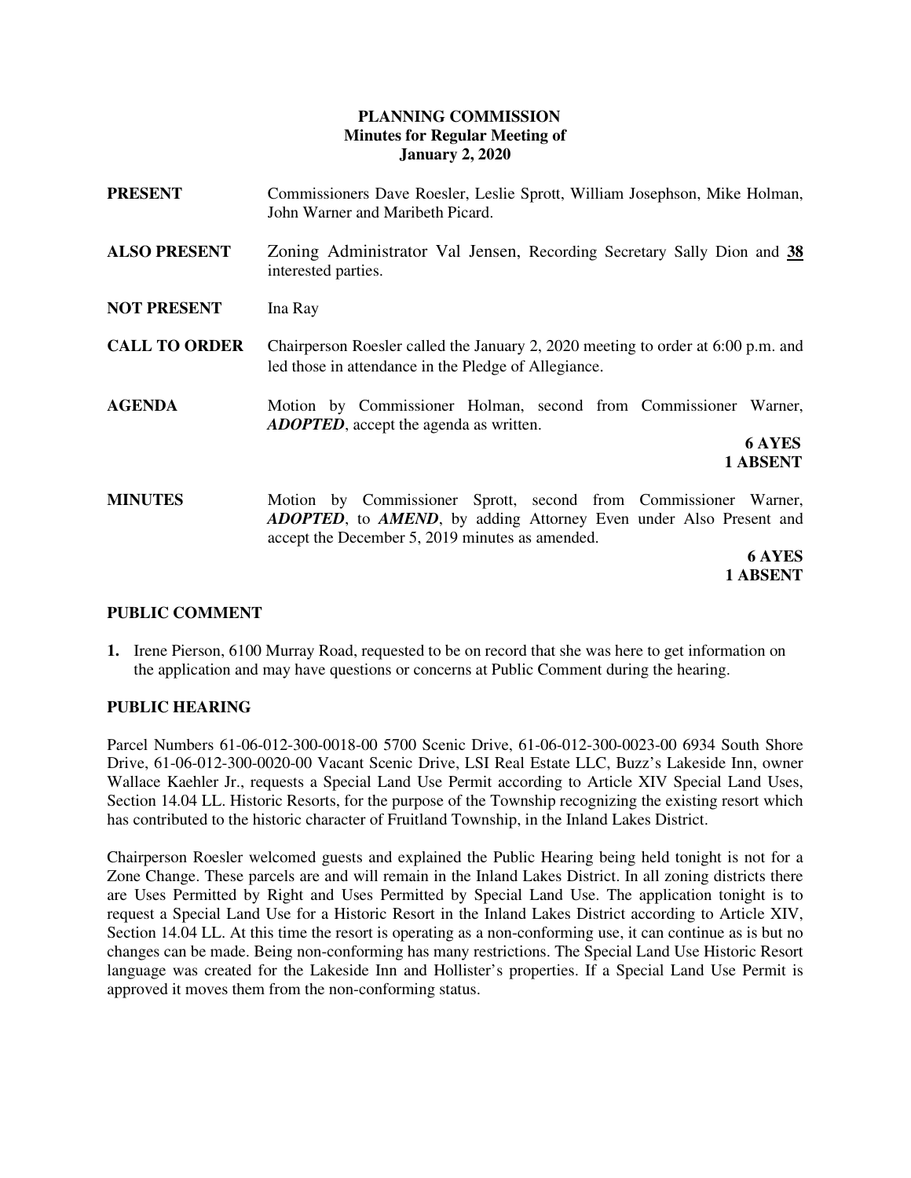# PLANNING COMMISSION
## Minutes for Regular Meeting of
## January 2, 2020

**PRESENT** Commissioners Dave Roesler, Leslie Sprott, William Josephson, Mike Holman, John Warner and Maribeth Picard.

**ALSO PRESENT** Zoning Administrator Val Jensen, Recording Secretary Sally Dion and **38** interested parties.

**NOT PRESENT** Ina Ray

**CALL TO ORDER** Chairperson Roesler called the January 2, 2020 meeting to order at 6:00 p.m. and led those in attendance in the Pledge of Allegiance.

**AGENDA** Motion by Commissioner Holman, second from Commissioner Warner, ***ADOPTED***, accept the agenda as written.

**6 AYES**
**1 ABSENT**

**MINUTES** Motion by Commissioner Sprott, second from Commissioner Warner, ***ADOPTED***, to ***AMEND***, by adding Attorney Even under Also Present and accept the December 5, 2019 minutes as amended.

**6 AYES**
**1 ABSENT**

## PUBLIC COMMENT

1. Irene Pierson, 6100 Murray Road, requested to be on record that she was here to get information on the application and may have questions or concerns at Public Comment during the hearing.

## PUBLIC HEARING

Parcel Numbers 61-06-012-300-0018-00 5700 Scenic Drive, 61-06-012-300-0023-00 6934 South Shore Drive, 61-06-012-300-0020-00 Vacant Scenic Drive, LSI Real Estate LLC, Buzz's Lakeside Inn, owner Wallace Kaehler Jr., requests a Special Land Use Permit according to Article XIV Special Land Uses, Section 14.04 LL. Historic Resorts, for the purpose of the Township recognizing the existing resort which has contributed to the historic character of Fruitland Township, in the Inland Lakes District.

Chairperson Roesler welcomed guests and explained the Public Hearing being held tonight is not for a Zone Change. These parcels are and will remain in the Inland Lakes District. In all zoning districts there are Uses Permitted by Right and Uses Permitted by Special Land Use. The application tonight is to request a Special Land Use for a Historic Resort in the Inland Lakes District according to Article XIV, Section 14.04 LL. At this time the resort is operating as a non-conforming use, it can continue as is but no changes can be made. Being non-conforming has many restrictions. The Special Land Use Historic Resort language was created for the Lakeside Inn and Hollister's properties. If a Special Land Use Permit is approved it moves them from the non-conforming status.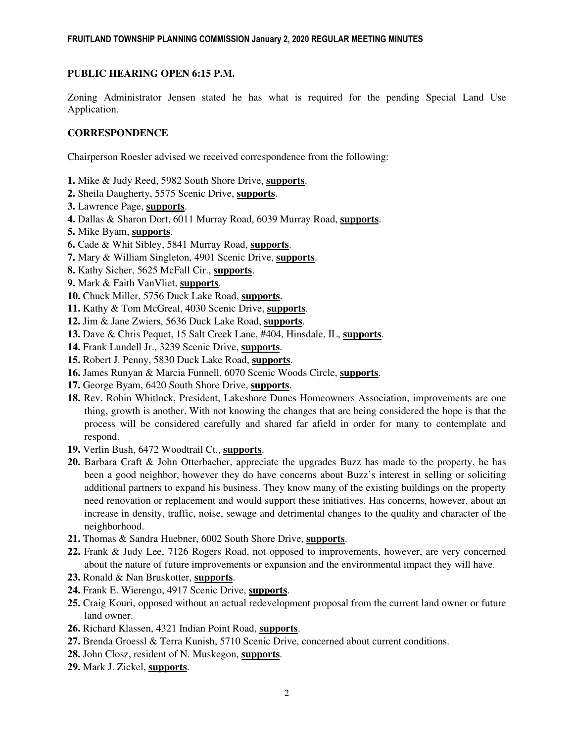**PUBLIC HEARING OPEN 6:15 P.M.**

Zoning Administrator Jensen stated he has what is required for the pending Special Land Use Application.

**CORRESPONDENCE**

Chairperson Roesler advised we received correspondence from the following:

**1.** Mike & Judy Reed, 5982 South Shore Drive, **supports**.
**2.** Sheila Daugherty, 5575 Scenic Drive, **supports**.
**3.** Lawrence Page, **supports**.
**4.** Dallas & Sharon Dort, 6011 Murray Road, 6039 Murray Road, **supports**.
**5.** Mike Byam, **supports**.
**6.** Cade & Whit Sibley, 5841 Murray Road, **supports**.
**7.** Mary & William Singleton, 4901 Scenic Drive, **supports**.
**8.** Kathy Sicher, 5625 McFall Cir., **supports**.
**9.** Mark & Faith VanVliet, **supports**.
**10.** Chuck Miller, 5756 Duck Lake Road, **supports**.
**11.** Kathy & Tom McGreal, 4030 Scenic Drive, **supports**.
**12.** Jim & Jane Zwiers, 5636 Duck Lake Road, **supports**.
**13.** Dave & Chris Pequet, 15 Salt Creek Lane, #404, Hinsdale, IL, **supports**.
**14.** Frank Lundell Jr., 3239 Scenic Drive, **supports**.
**15.** Robert J. Penny, 5830 Duck Lake Road, **supports**.
**16.** James Runyan & Marcia Funnell, 6070 Scenic Woods Circle, **supports**.
**17.** George Byam, 6420 South Shore Drive, **supports**.
**18.** Rev. Robin Whitlock, President, Lakeshore Dunes Homeowners Association, improvements are one thing, growth is another. With not knowing the changes that are being considered the hope is that the process will be considered carefully and shared far afield in order for many to contemplate and respond.
**19.** Verlin Bush, 6472 Woodtrail Ct., **supports**.
**20.** Barbara Craft & John Otterbacher, appreciate the upgrades Buzz has made to the property, he has been a good neighbor, however they do have concerns about Buzz's interest in selling or soliciting additional partners to expand his business. They know many of the existing buildings on the property need renovation or replacement and would support these initiatives. Has concerns, however, about an increase in density, traffic, noise, sewage and detrimental changes to the quality and character of the neighborhood.
**21.** Thomas & Sandra Huebner, 6002 South Shore Drive, **supports**.
**22.** Frank & Judy Lee, 7126 Rogers Road, not opposed to improvements, however, are very concerned about the nature of future improvements or expansion and the environmental impact they will have.
**23.** Ronald & Nan Bruskotter, **supports**.
**24.** Frank E. Wierengo, 4917 Scenic Drive, **supports**.
**25.** Craig Kouri, opposed without an actual redevelopment proposal from the current land owner or future land owner.
**26.** Richard Klassen, 4321 Indian Point Road, **supports**.
**27.** Brenda Groessl & Terra Kunish, 5710 Scenic Drive, concerned about current conditions.
**28.** John Closz, resident of N. Muskegon, **supports**.
**29.** Mark J. Zickel, **supports**.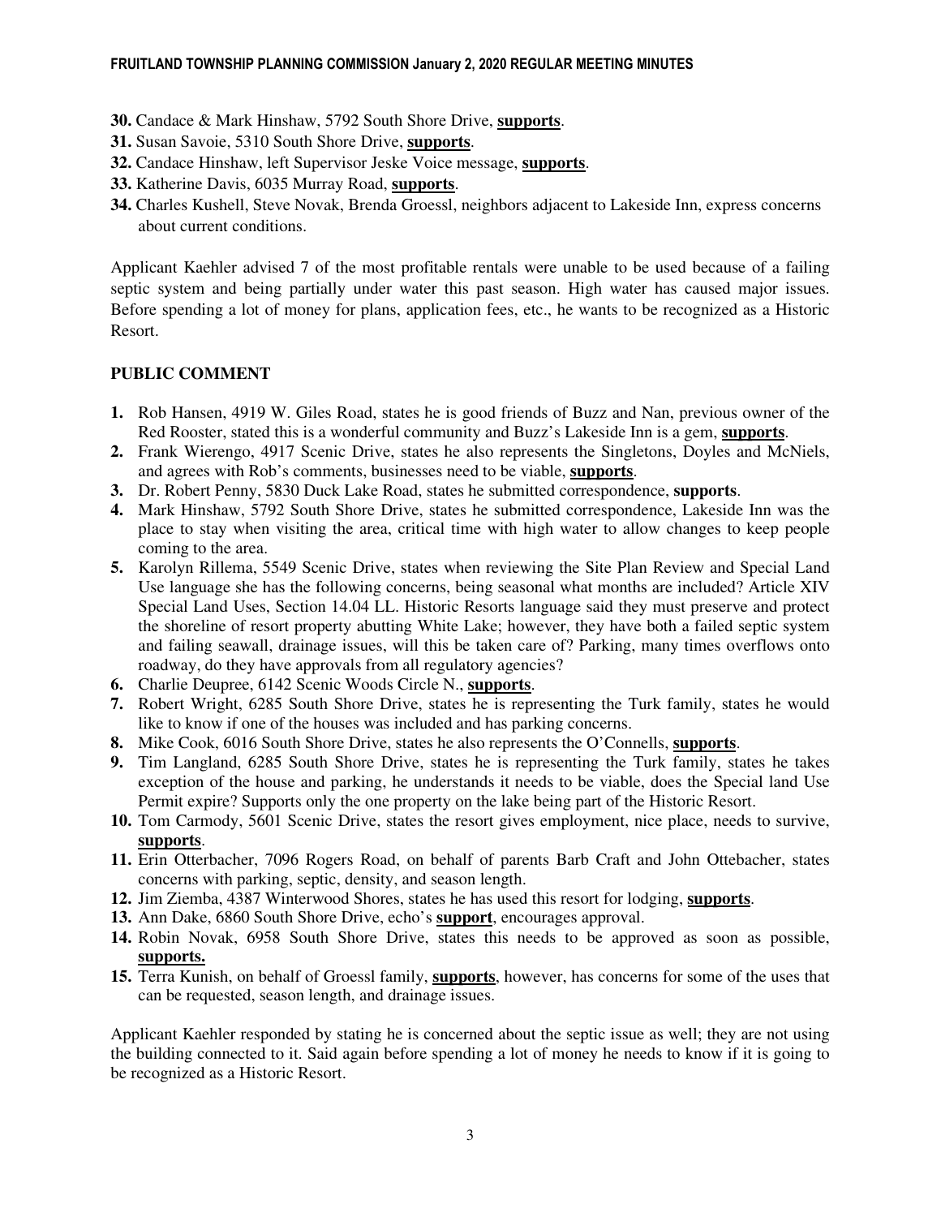**30.** Candace & Mark Hinshaw, 5792 South Shore Drive, **supports**.
**31.** Susan Savoie, 5310 South Shore Drive, **supports**.
**32.** Candace Hinshaw, left Supervisor Jeske Voice message, **supports**.
**33.** Katherine Davis, 6035 Murray Road, **supports**.
**34.** Charles Kushell, Steve Novak, Brenda Groessl, neighbors adjacent to Lakeside Inn, express concerns about current conditions.

Applicant Kaehler advised 7 of the most profitable rentals were unable to be used because of a failing septic system and being partially under water this past season. High water has caused major issues. Before spending a lot of money for plans, application fees, etc., he wants to be recognized as a Historic Resort.

## PUBLIC COMMENT

1. Rob Hansen, 4919 W. Giles Road, states he is good friends of Buzz and Nan, previous owner of the Red Rooster, stated this is a wonderful community and Buzz's Lakeside Inn is a gem, **supports**.
2. Frank Wierengo, 4917 Scenic Drive, states he also represents the Singletons, Doyles and McNiels, and agrees with Rob's comments, businesses need to be viable, **supports**.
3. Dr. Robert Penny, 5830 Duck Lake Road, states he submitted correspondence, **supports**.
4. Mark Hinshaw, 5792 South Shore Drive, states he submitted correspondence, Lakeside Inn was the place to stay when visiting the area, critical time with high water to allow changes to keep people coming to the area.
5. Karolyn Rillema, 5549 Scenic Drive, states when reviewing the Site Plan Review and Special Land Use language she has the following concerns, being seasonal what months are included? Article XIV Special Land Uses, Section 14.04 LL. Historic Resorts language said they must preserve and protect the shoreline of resort property abutting White Lake; however, they have both a failed septic system and failing seawall, drainage issues, will this be taken care of? Parking, many times overflows onto roadway, do they have approvals from all regulatory agencies?
6. Charlie Deupree, 6142 Scenic Woods Circle N., **supports**.
7. Robert Wright, 6285 South Shore Drive, states he is representing the Turk family, states he would like to know if one of the houses was included and has parking concerns.
8. Mike Cook, 6016 South Shore Drive, states he also represents the O'Connells, **supports**.
9. Tim Langland, 6285 South Shore Drive, states he is representing the Turk family, states he takes exception of the house and parking, he understands it needs to be viable, does the Special land Use Permit expire? Supports only the one property on the lake being part of the Historic Resort.
10. Tom Carmody, 5601 Scenic Drive, states the resort gives employment, nice place, needs to survive, **supports**.
11. Erin Otterbacher, 7096 Rogers Road, on behalf of parents Barb Craft and John Ottebacher, states concerns with parking, septic, density, and season length.
12. Jim Ziemba, 4387 Winterwood Shores, states he has used this resort for lodging, **supports**.
13. Ann Dake, 6860 South Shore Drive, echo's **support**, encourages approval.
14. Robin Novak, 6958 South Shore Drive, states this needs to be approved as soon as possible, **supports.**
15. Terra Kunish, on behalf of Groessl family, **supports**, however, has concerns for some of the uses that can be requested, season length, and drainage issues.

Applicant Kaehler responded by stating he is concerned about the septic issue as well; they are not using the building connected to it. Said again before spending a lot of money he needs to know if it is going to be recognized as a Historic Resort.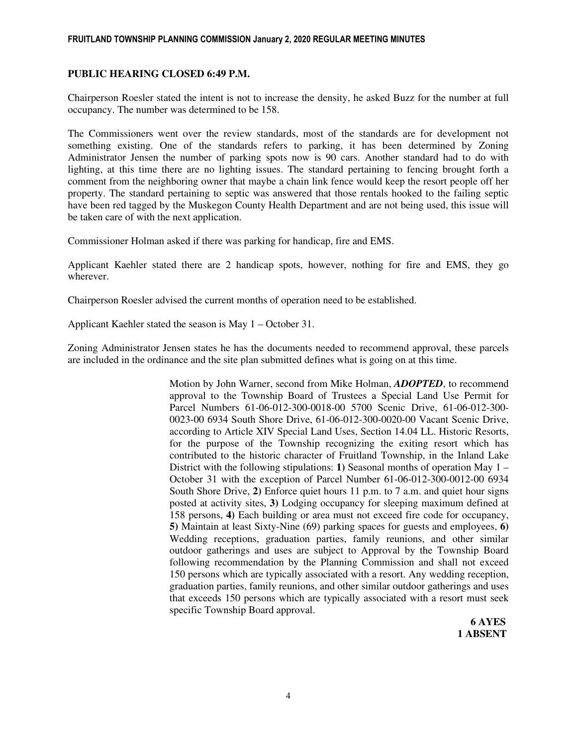**PUBLIC HEARING CLOSED 6:49 P.M.**

Chairperson Roesler stated the intent is not to increase the density, he asked Buzz for the number at full occupancy. The number was determined to be 158.

The Commissioners went over the review standards, most of the standards are for development not something existing. One of the standards refers to parking, it has been determined by Zoning Administrator Jensen the number of parking spots now is 90 cars. Another standard had to do with lighting, at this time there are no lighting issues. The standard pertaining to fencing brought forth a comment from the neighboring owner that maybe a chain link fence would keep the resort people off her property. The standard pertaining to septic was answered that those rentals hooked to the failing septic have been red tagged by the Muskegon County Health Department and are not being used, this issue will be taken care of with the next application.

Commissioner Holman asked if there was parking for handicap, fire and EMS.

Applicant Kaehler stated there are 2 handicap spots, however, nothing for fire and EMS, they go wherever.

Chairperson Roesler advised the current months of operation need to be established.

Applicant Kaehler stated the season is May 1 – October 31.

Zoning Administrator Jensen states he has the documents needed to recommend approval, these parcels are included in the ordinance and the site plan submitted defines what is going on at this time.

> Motion by John Warner, second from Mike Holman, ***ADOPTED***, to recommend approval to the Township Board of Trustees a Special Land Use Permit for Parcel Numbers 61-06-012-300-0018-00 5700 Scenic Drive, 61-06-012-300-0023-00 6934 South Shore Drive, 61-06-012-300-0020-00 Vacant Scenic Drive, according to Article XIV Special Land Uses, Section 14.04 LL. Historic Resorts, for the purpose of the Township recognizing the exiting resort which has contributed to the historic character of Fruitland Township, in the Inland Lake District with the following stipulations: **1)** Seasonal months of operation May 1 – October 31 with the exception of Parcel Number 61-06-012-300-0012-00 6934 South Shore Drive, **2)** Enforce quiet hours 11 p.m. to 7 a.m. and quiet hour signs posted at activity sites, **3)** Lodging occupancy for sleeping maximum defined at 158 persons, **4)** Each building or area must not exceed fire code for occupancy, **5)** Maintain at least Sixty-Nine (69) parking spaces for guests and employees, **6)** Wedding receptions, graduation parties, family reunions, and other similar outdoor gatherings and uses are subject to Approval by the Township Board following recommendation by the Planning Commission and shall not exceed 150 persons which are typically associated with a resort. Any wedding reception, graduation parties, family reunions, and other similar outdoor gatherings and uses that exceeds 150 persons which are typically associated with a resort must seek specific Township Board approval.
>
> **6 AYES**
> **1 ABSENT**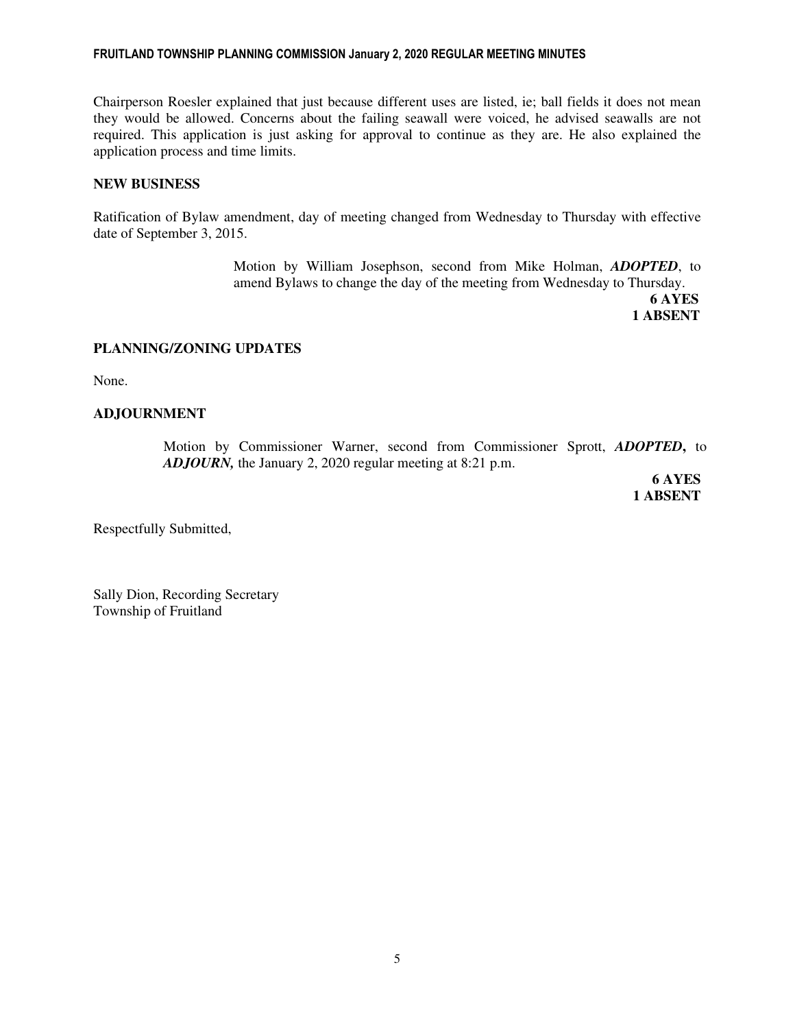Chairperson Roesler explained that just because different uses are listed, ie; ball fields it does not mean they would be allowed. Concerns about the failing seawall were voiced, he advised seawalls are not required. This application is just asking for approval to continue as they are. He also explained the application process and time limits.

## NEW BUSINESS

Ratification of Bylaw amendment, day of meeting changed from Wednesday to Thursday with effective date of September 3, 2015.

> Motion by William Josephson, second from Mike Holman, ***ADOPTED***, to amend Bylaws to change the day of the meeting from Wednesday to Thursday.
>
> **6 AYES**
> **1 ABSENT**

## PLANNING/ZONING UPDATES

None.

## ADJOURNMENT

> Motion by Commissioner Warner, second from Commissioner Sprott, ***ADOPTED***, to ***ADJOURN,*** the January 2, 2020 regular meeting at 8:21 p.m.
>
> **6 AYES**
> **1 ABSENT**

Respectfully Submitted,

Sally Dion, Recording Secretary
Township of Fruitland